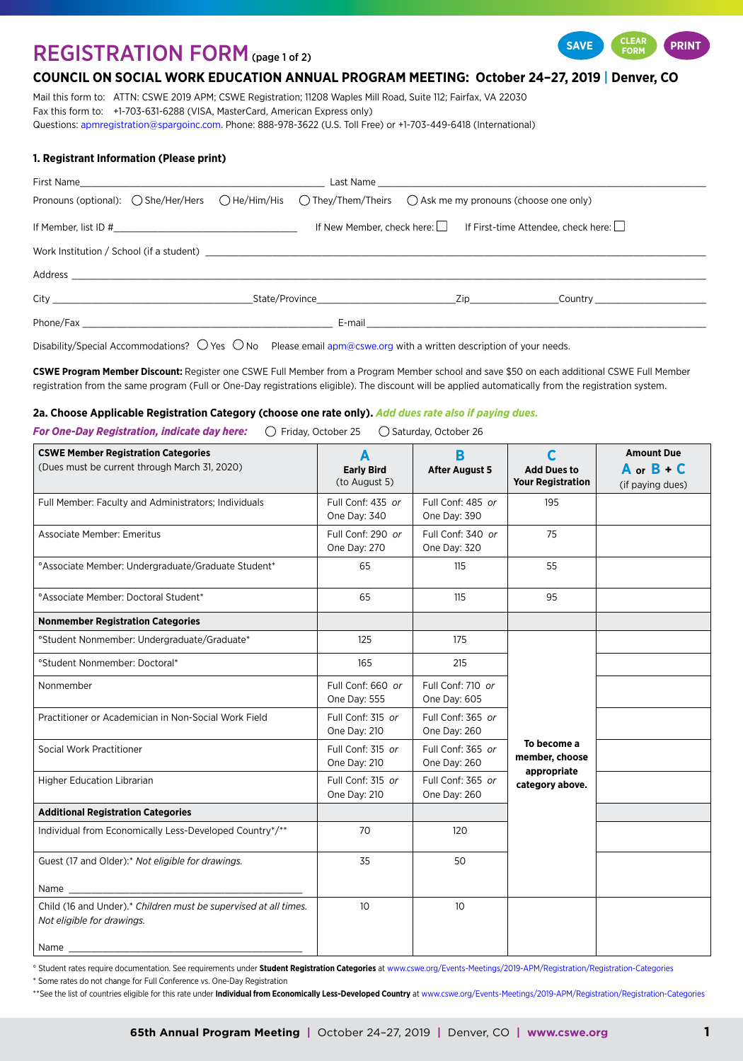# REGISTRATION FORM (page 1 of 2)

SAVE | CLEAR FORM | PRINT

## COUNCIL ON SOCIAL WORK EDUCATION ANNUAL PROGRAM MEETING: October 24–27, 2019 | Denver, CO

Mail this form to: ATTN: CSWE 2019 APM; CSWE Registration; 11208 Waples Mill Road, Suite 112; Fairfax, VA 22030
Fax this form to: +1-703-631-6288 (VISA, MasterCard, American Express only)
Questions: apmregistration@spargoinc.com. Phone: 888-978-3622 (U.S. Toll Free) or +1-703-449-6418 (International)

### 1. Registrant Information (Please print)

First Name\_\_\_\_\_\_\_\_\_\_\_\_\_\_\_\_\_\_\_\_ Last Name \_\_\_\_\_\_\_\_\_\_\_\_\_\_\_\_\_\_\_\_

Pronouns (optional): ◯ She/Her/Hers ◯ He/Him/His ◯ They/Them/Theirs ◯ Ask me my pronouns (choose one only)

If Member, list ID #\_\_\_\_\_\_\_\_\_\_\_\_\_\_\_\_\_\_\_\_ If New Member, check here: ☐ If First-time Attendee, check here: ☐

Work Institution / School (if a student) \_\_\_\_\_\_\_\_\_\_\_\_\_\_\_\_\_\_\_\_

Address \_\_\_\_\_\_\_\_\_\_\_\_\_\_\_\_\_\_\_\_

City \_\_\_\_\_\_\_\_\_\_\_\_ State/Province\_\_\_\_\_\_\_\_\_\_\_\_ Zip\_\_\_\_\_\_\_\_\_\_\_\_ Country \_\_\_\_\_\_\_\_\_\_\_\_

Phone/Fax \_\_\_\_\_\_\_\_\_\_\_\_\_\_\_\_\_\_\_\_ E-mail \_\_\_\_\_\_\_\_\_\_\_\_\_\_\_\_\_\_\_\_

Disability/Special Accommodations? ◯ Yes ◯ No Please email apm@cswe.org with a written description of your needs.

**CSWE Program Member Discount:** Register one CSWE Full Member from a Program Member school and save $50 on each additional CSWE Full Member registration from the same program (Full or One-Day registrations eligible). The discount will be applied automatically from the registration system.

### 2a. Choose Applicable Registration Category (choose one rate only). *Add dues rate also if paying dues.*

***For One-Day Registration, indicate day here:*** ◯ Friday, October 25 ◯ Saturday, October 26

| **CSWE Member Registration Categories** (Dues must be current through March 31, 2020) | **A** Early Bird (to August 5) | **B** After August 5 | **C** Add Dues to Your Registration | **Amount Due** A or B + C (if paying dues) |
|---|---|---|---|---|
| Full Member: Faculty and Administrators; Individuals | Full Conf: 435 *or* One Day: 340 | Full Conf: 485 *or* One Day: 390 | 195 | |
| Associate Member: Emeritus | Full Conf: 290 *or* One Day: 270 | Full Conf: 340 *or* One Day: 320 | 75 | |
| °Associate Member: Undergraduate/Graduate Student* | 65 | 115 | 55 | |
| °Associate Member: Doctoral Student* | 65 | 115 | 95 | |
| **Nonmember Registration Categories** | | | | |
| °Student Nonmember: Undergraduate/Graduate* | 125 | 175 | **To become a member, choose appropriate category above.** | |
| °Student Nonmember: Doctoral* | 165 | 215 | | |
| Nonmember | Full Conf: 660 *or* One Day: 555 | Full Conf: 710 *or* One Day: 605 | | |
| Practitioner or Academician in Non-Social Work Field | Full Conf: 315 *or* One Day: 210 | Full Conf: 365 *or* One Day: 260 | | |
| Social Work Practitioner | Full Conf: 315 *or* One Day: 210 | Full Conf: 365 *or* One Day: 260 | | |
| Higher Education Librarian | Full Conf: 315 *or* One Day: 210 | Full Conf: 365 *or* One Day: 260 | | |
| **Additional Registration Categories** | | | | |
| Individual from Economically Less-Developed Country*/** | 70 | 120 | | |
| Guest (17 and Older):* *Not eligible for drawings.* Name \_\_\_\_\_\_\_\_\_\_\_\_ | 35 | 50 | | |
| Child (16 and Under).* *Children must be supervised at all times. Not eligible for drawings.* Name \_\_\_\_\_\_\_\_\_\_\_\_ | 10 | 10 | | |

° Student rates require documentation. See requirements under **Student Registration Categories** at www.cswe.org/Events-Meetings/2019-APM/Registration/Registration-Categories
\* Some rates do not change for Full Conference vs. One-Day Registration
\*\*See the list of countries eligible for this rate under **Individual from Economically Less-Developed Country** at www.cswe.org/Events-Meetings/2019-APM/Registration/Registration-Categories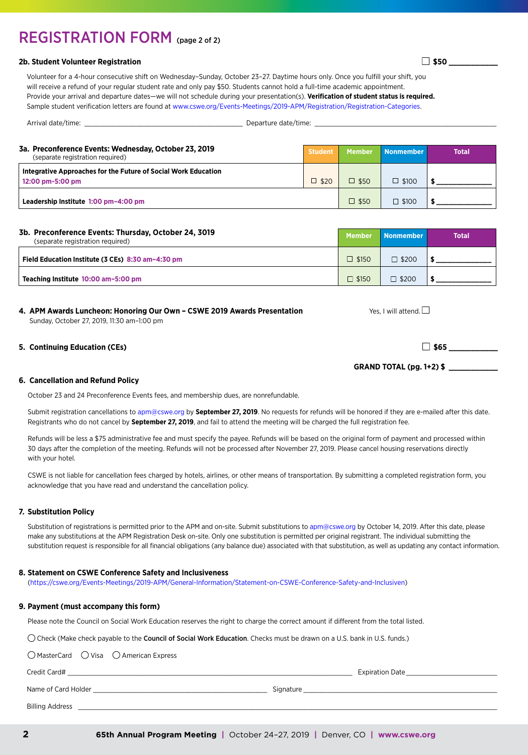# REGISTRATION FORM (page 2 of 2)

**2b. Student Volunteer Registration** ☐ **$50** ___________

Volunteer for a 4-hour consecutive shift on Wednesday–Sunday, October 23–27. Daytime hours only. Once you fulfill your shift, you will receive a refund of your regular student rate and only pay $50. Students cannot hold a full-time academic appointment. Provide your arrival and departure dates—we will not schedule during your presentation(s). **Verification of student status is required.** Sample student verification letters are found at www.cswe.org/Events-Meetings/2019-APM/Registration/Registration-Categories.

Arrival date/time: ______________________ Departure date/time: ______________________

| **3a. Preconference Events: Wednesday, October 23, 2019** (separate registration required) | Student | Member | Nonmember | Total |
|---|---|---|---|---|
| **Integrative Approaches for the Future of Social Work Education** 12:00 pm-5:00 pm | ☐ $20 | ☐ $50 | ☐ $100 | $ ___________ |
| **Leadership Institute** 1:00 pm–4:00 pm | | ☐ $50 | ☐ $100 | $ ___________ |

| **3b. Preconference Events: Thursday, October 24, 3019** (separate registration required) | Member | Nonmember | Total |
|---|---|---|---|
| **Field Education Institute (3 CEs)** 8:30 am–4:30 pm | ☐ $150 | ☐ $200 | $ ___________ |
| **Teaching Institute** 10:00 am–5:00 pm | ☐ $150 | ☐ $200 | $ ___________ |

**4. APM Awards Luncheon: Honoring Our Own – CSWE 2019 Awards Presentation**
Sunday, October 27, 2019, 11:30 am–1:00 pm

Yes, I will attend. ☐

**5. Continuing Education (CEs)** ☐ **$65** ___________

**GRAND TOTAL (pg. 1+2) $** ___________

**6. Cancellation and Refund Policy**

October 23 and 24 Preconference Events fees, and membership dues, are nonrefundable.

Submit registration cancellations to apm@cswe.org by **September 27, 2019**. No requests for refunds will be honored if they are e-mailed after this date. Registrants who do not cancel by **September 27, 2019**, and fail to attend the meeting will be charged the full registration fee.

Refunds will be less a $75 administrative fee and must specify the payee. Refunds will be based on the original form of payment and processed within 30 days after the completion of the meeting. Refunds will not be processed after November 27, 2019. Please cancel housing reservations directly with your hotel.

CSWE is not liable for cancellation fees charged by hotels, airlines, or other means of transportation. By submitting a completed registration form, you acknowledge that you have read and understand the cancellation policy.

**7. Substitution Policy**

Substitution of registrations is permitted prior to the APM and on-site. Submit substitutions to apm@cswe.org by October 14, 2019. After this date, please make any substitutions at the APM Registration Desk on-site. Only one substitution is permitted per original registrant. The individual submitting the substitution request is responsible for all financial obligations (any balance due) associated with that substitution, as well as updating any contact information.

**8. Statement on CSWE Conference Safety and Inclusiveness**
(https://cswe.org/Events-Meetings/2019-APM/General-Information/Statement-on-CSWE-Conference-Safety-and-Inclusiven)

**9. Payment (must accompany this form)**

Please note the Council on Social Work Education reserves the right to charge the correct amount if different from the total listed.

◯ Check (Make check payable to the **Council of Social Work Education**. Checks must be drawn on a U.S. bank in U.S. funds.)

◯ MasterCard ◯ Visa ◯ American Express

Credit Card# ______________________ Expiration Date ______________________

Name of Card Holder ______________________ Signature ______________________

Billing Address ______________________